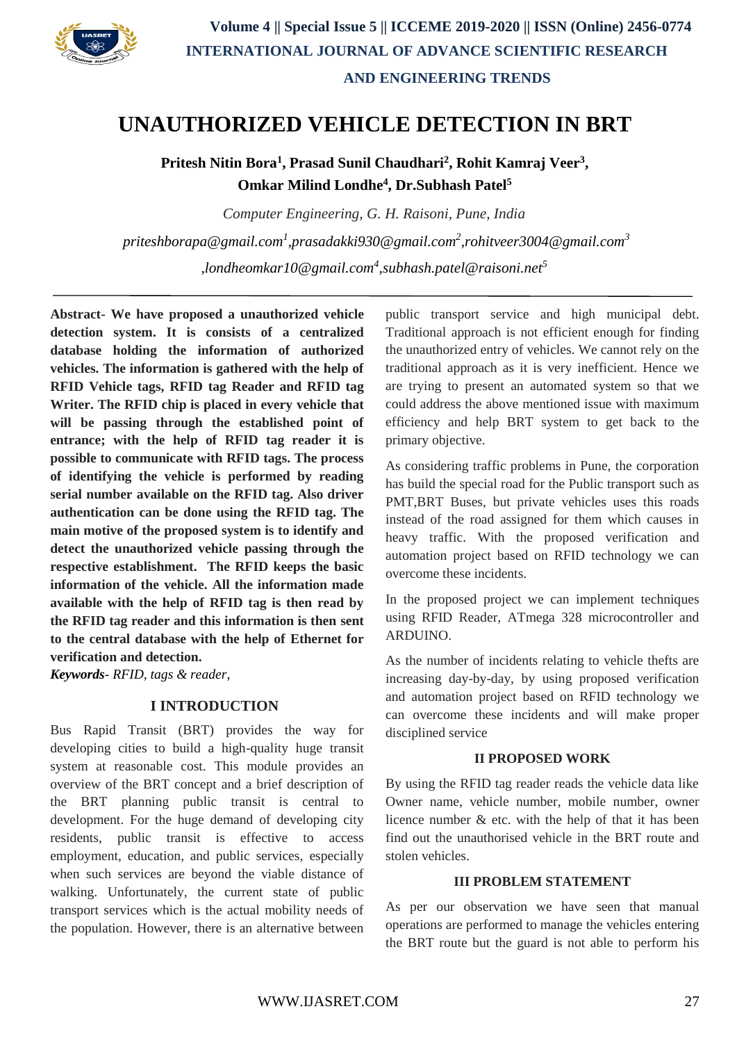# UNAUTHORIZED VEHICLE DETECTION IN BRT

**Pritesh Nitin Bora[1], Prasad Sunil Chaudhari[2], Rohit Kamraj Veer[3], Omkar Milind Londhe[4], Dr.Subhash Patel[5]**

*Computer Engineering, G. H. Raisoni, Pune, India*

*priteshborapa@gmail.com[1],prasadakki930@gmail.com[2],rohitveer3004@gmail.com[3],londheomkar10@gmail.com[4],subhash.patel@raisoni.net[5]*

**Abstract- We have proposed a unauthorized vehicle detection system. It is consists of a centralized database holding the information of authorized vehicles. The information is gathered with the help of RFID Vehicle tags, RFID tag Reader and RFID tag Writer. The RFID chip is placed in every vehicle that will be passing through the established point of entrance; with the help of RFID tag reader it is possible to communicate with RFID tags. The process of identifying the vehicle is performed by reading serial number available on the RFID tag. Also driver authentication can be done using the RFID tag. The main motive of the proposed system is to identify and detect the unauthorized vehicle passing through the respective establishment. The RFID keeps the basic information of the vehicle. All the information made available with the help of RFID tag is then read by the RFID tag reader and this information is then sent to the central database with the help of Ethernet for verification and detection.**

***Keywords****- RFID, tags & reader,*

## I INTRODUCTION

Bus Rapid Transit (BRT) provides the way for developing cities to build a high-quality huge transit system at reasonable cost. This module provides an overview of the BRT concept and a brief description of the BRT planning public transit is central to development. For the huge demand of developing city residents, public transit is effective to access employment, education, and public services, especially when such services are beyond the viable distance of walking. Unfortunately, the current state of public transport services which is the actual mobility needs of the population. However, there is an alternative between public transport service and high municipal debt. Traditional approach is not efficient enough for finding the unauthorized entry of vehicles. We cannot rely on the traditional approach as it is very inefficient. Hence we are trying to present an automated system so that we could address the above mentioned issue with maximum efficiency and help BRT system to get back to the primary objective.

As considering traffic problems in Pune, the corporation has build the special road for the Public transport such as PMT,BRT Buses, but private vehicles uses this roads instead of the road assigned for them which causes in heavy traffic. With the proposed verification and automation project based on RFID technology we can overcome these incidents.

In the proposed project we can implement techniques using RFID Reader, ATmega 328 microcontroller and ARDUINO.

As the number of incidents relating to vehicle thefts are increasing day-by-day, by using proposed verification and automation project based on RFID technology we can overcome these incidents and will make proper disciplined service

## II PROPOSED WORK

By using the RFID tag reader reads the vehicle data like Owner name, vehicle number, mobile number, owner licence number & etc. with the help of that it has been find out the unauthorised vehicle in the BRT route and stolen vehicles.

## III PROBLEM STATEMENT

As per our observation we have seen that manual operations are performed to manage the vehicles entering the BRT route but the guard is not able to perform his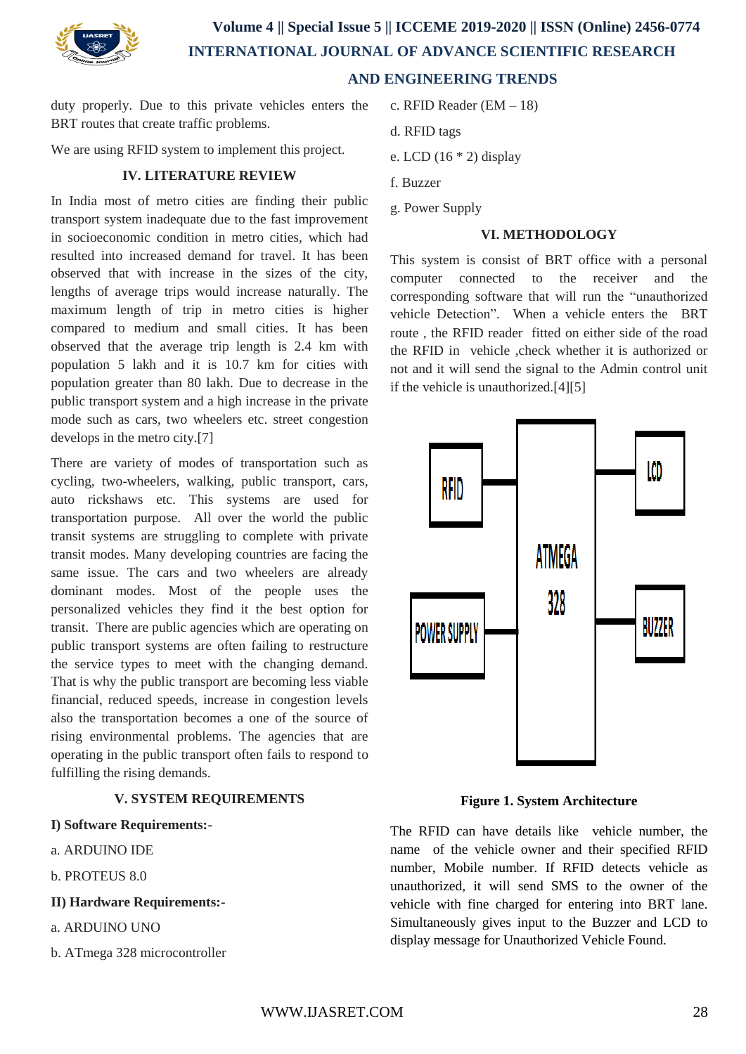duty properly. Due to this private vehicles enters the BRT routes that create traffic problems.

We are using RFID system to implement this project.

## IV. LITERATURE REVIEW

In India most of metro cities are finding their public transport system inadequate due to the fast improvement in socioeconomic condition in metro cities, which had resulted into increased demand for travel. It has been observed that with increase in the sizes of the city, lengths of average trips would increase naturally. The maximum length of trip in metro cities is higher compared to medium and small cities. It has been observed that the average trip length is 2.4 km with population 5 lakh and it is 10.7 km for cities with population greater than 80 lakh. Due to decrease in the public transport system and a high increase in the private mode such as cars, two wheelers etc. street congestion develops in the metro city.[7]

There are variety of modes of transportation such as cycling, two-wheelers, walking, public transport, cars, auto rickshaws etc. This systems are used for transportation purpose. All over the world the public transit systems are struggling to complete with private transit modes. Many developing countries are facing the same issue. The cars and two wheelers are already dominant modes. Most of the people uses the personalized vehicles they find it the best option for transit. There are public agencies which are operating on public transport systems are often failing to restructure the service types to meet with the changing demand. That is why the public transport are becoming less viable financial, reduced speeds, increase in congestion levels also the transportation becomes a one of the source of rising environmental problems. The agencies that are operating in the public transport often fails to respond to fulfilling the rising demands.

## V. SYSTEM REQUIREMENTS

**I) Software Requirements:-**

a. ARDUINO IDE

b. PROTEUS 8.0

**II) Hardware Requirements:-**

a. ARDUINO UNO

b. ATmega 328 microcontroller

c. RFID Reader (EM – 18)

d. RFID tags

e. LCD (16 * 2) display

f. Buzzer

g. Power Supply

## VI. METHODOLOGY

This system is consist of BRT office with a personal computer connected to the receiver and the corresponding software that will run the "unauthorized vehicle Detection". When a vehicle enters the BRT route , the RFID reader fitted on either side of the road the RFID in vehicle ,check whether it is authorized or not and it will send the signal to the Admin control unit if the vehicle is unauthorized.[4][5]

**Figure 1. System Architecture**

The RFID can have details like vehicle number, the name of the vehicle owner and their specified RFID number, Mobile number. If RFID detects vehicle as unauthorized, it will send SMS to the owner of the vehicle with fine charged for entering into BRT lane. Simultaneously gives input to the Buzzer and LCD to display message for Unauthorized Vehicle Found.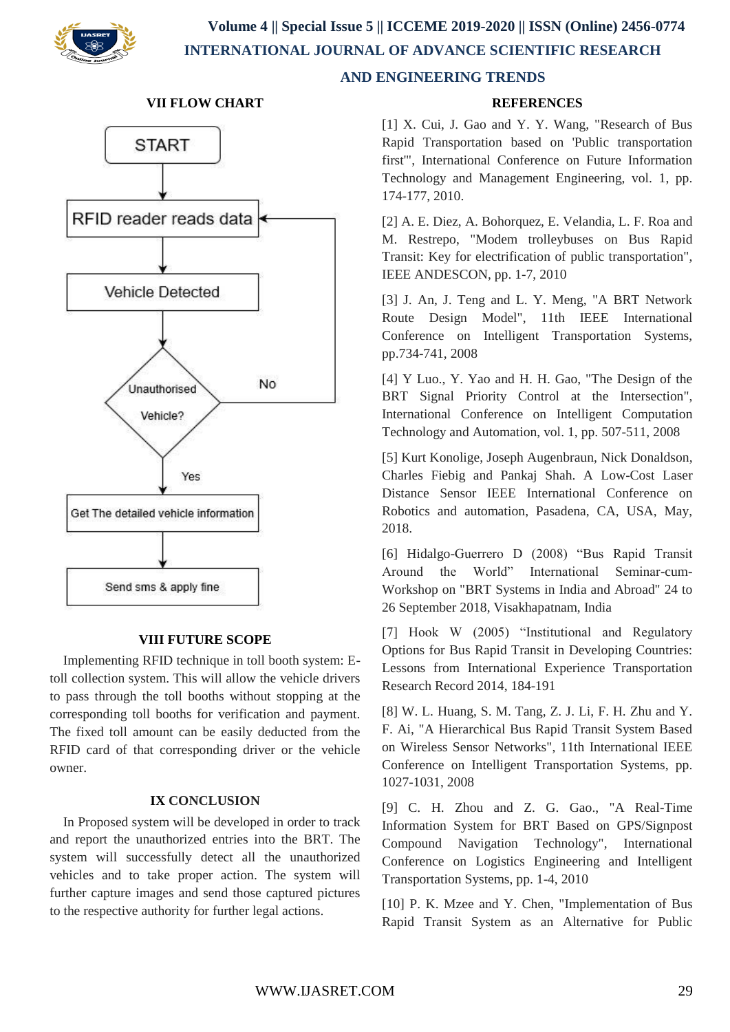## VII FLOW CHART

START → RFID reader reads data → Vehicle Detected → Unauthorised Vehicle? → (No: back to RFID reader reads data) / (Yes) → Get The detailed vehicle information → Send sms & apply fine

## VIII FUTURE SCOPE

Implementing RFID technique in toll booth system: E-toll collection system. This will allow the vehicle drivers to pass through the toll booths without stopping at the corresponding toll booths for verification and payment. The fixed toll amount can be easily deducted from the RFID card of that corresponding driver or the vehicle owner.

## IX CONCLUSION

In Proposed system will be developed in order to track and report the unauthorized entries into the BRT. The system will successfully detect all the unauthorized vehicles and to take proper action. The system will further capture images and send those captured pictures to the respective authority for further legal actions.

## REFERENCES

[1] X. Cui, J. Gao and Y. Y. Wang, "Research of Bus Rapid Transportation based on 'Public transportation first'", International Conference on Future Information Technology and Management Engineering, vol. 1, pp. 174-177, 2010.

[2] A. E. Diez, A. Bohorquez, E. Velandia, L. F. Roa and M. Restrepo, "Modem trolleybuses on Bus Rapid Transit: Key for electrification of public transportation", IEEE ANDESCON, pp. 1-7, 2010

[3] J. An, J. Teng and L. Y. Meng, "A BRT Network Route Design Model", 11th IEEE International Conference on Intelligent Transportation Systems, pp.734-741, 2008

[4] Y Luo., Y. Yao and H. H. Gao, "The Design of the BRT Signal Priority Control at the Intersection", International Conference on Intelligent Computation Technology and Automation, vol. 1, pp. 507-511, 2008

[5] Kurt Konolige, Joseph Augenbraun, Nick Donaldson, Charles Fiebig and Pankaj Shah. A Low-Cost Laser Distance Sensor IEEE International Conference on Robotics and automation, Pasadena, CA, USA, May, 2018.

[6] Hidalgo-Guerrero D (2008) "Bus Rapid Transit Around the World" International Seminar-cum-Workshop on "BRT Systems in India and Abroad" 24 to 26 September 2018, Visakhapatnam, India

[7] Hook W (2005) "Institutional and Regulatory Options for Bus Rapid Transit in Developing Countries: Lessons from International Experience Transportation Research Record 2014, 184-191

[8] W. L. Huang, S. M. Tang, Z. J. Li, F. H. Zhu and Y. F. Ai, "A Hierarchical Bus Rapid Transit System Based on Wireless Sensor Networks", 11th International IEEE Conference on Intelligent Transportation Systems, pp. 1027-1031, 2008

[9] C. H. Zhou and Z. G. Gao., "A Real-Time Information System for BRT Based on GPS/Signpost Compound Navigation Technology", International Conference on Logistics Engineering and Intelligent Transportation Systems, pp. 1-4, 2010

[10] P. K. Mzee and Y. Chen, "Implementation of Bus Rapid Transit System as an Alternative for Public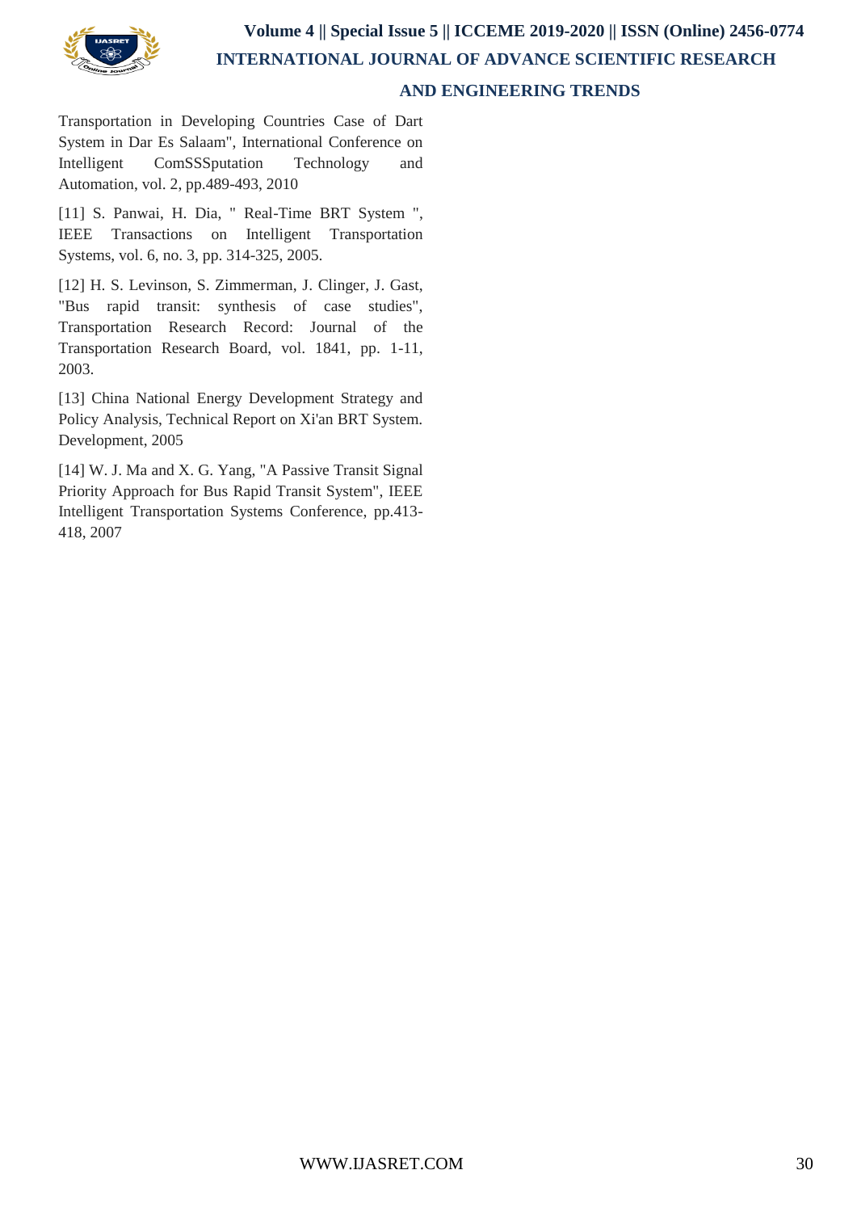Transportation in Developing Countries Case of Dart System in Dar Es Salaam", International Conference on Intelligent ComSSSputation Technology and Automation, vol. 2, pp.489-493, 2010

[11] S. Panwai, H. Dia, " Real-Time BRT System ", IEEE Transactions on Intelligent Transportation Systems, vol. 6, no. 3, pp. 314-325, 2005.

[12] H. S. Levinson, S. Zimmerman, J. Clinger, J. Gast, "Bus rapid transit: synthesis of case studies", Transportation Research Record: Journal of the Transportation Research Board, vol. 1841, pp. 1-11, 2003.

[13] China National Energy Development Strategy and Policy Analysis, Technical Report on Xi'an BRT System. Development, 2005

[14] W. J. Ma and X. G. Yang, "A Passive Transit Signal Priority Approach for Bus Rapid Transit System", IEEE Intelligent Transportation Systems Conference, pp.413-418, 2007